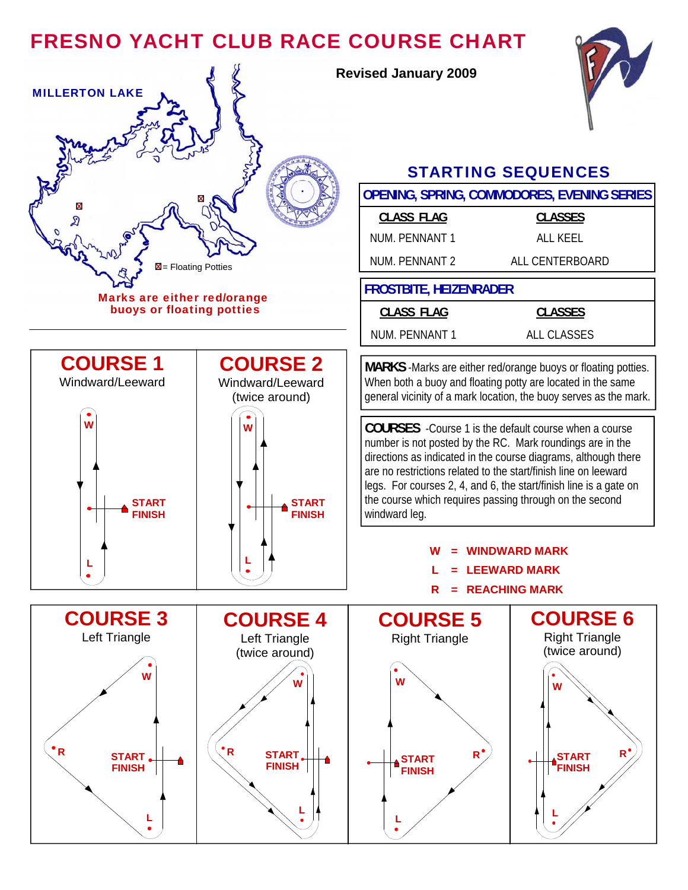# FRESNO YACHT CLUB RACE COURSE CHART

**Revised January 2009**

MILLERTON LAKE

☒ = Floating Potties

**Marks are either red/orange buoys or floating potties**

## STARTING SEQUENCES

| OPENING, SPRING, COMMODORES, EVENING SERIES | |
|---|---|
| **CLASS FLAG** | **CLASSES** |
| NUM. PENNANT 1 | ALL KEEL |
| NUM. PENNANT 2 | ALL CENTERBOARD |

| FROSTBITE, HEIZENRADER | |
|---|---|
| **CLASS FLAG** | **CLASSES** |
| NUM. PENNANT 1 | ALL CLASSES |

**MARKS** -Marks are either red/orange buoys or floating potties. When both a buoy and floating potty are located in the same general vicinity of a mark location, the buoy serves as the mark.

**COURSES** -Course 1 is the default course when a course number is not posted by the RC. Mark roundings are in the directions as indicated in the course diagrams, although there are no restrictions related to the start/finish line on leeward legs. For courses 2, 4, and 6, the start/finish line is a gate on the course which requires passing through on the second windward leg.

**W = WINDWARD MARK**
**L = LEEWARD MARK**
**R = REACHING MARK**

## COURSE 1
Windward/Leeward

W, START, FINISH, L

## COURSE 2
Windward/Leeward (twice around)

W, START, FINISH, L

## COURSE 3
Left Triangle

W, R, START, FINISH, L

## COURSE 4
Left Triangle (twice around)

W, R, START, FINISH, L

## COURSE 5
Right Triangle

W, R, START, FINISH, L

## COURSE 6
Right Triangle (twice around)

W, R, START, FINISH, L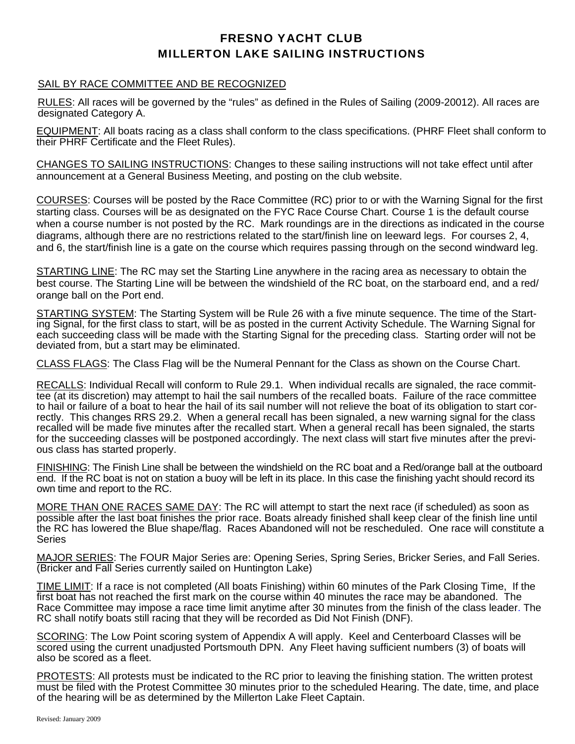# FRESNO YACHT CLUB
## MILLERTON LAKE SAILING INSTRUCTIONS

SAIL BY RACE COMMITTEE AND BE RECOGNIZED

RULES: All races will be governed by the "rules" as defined in the Rules of Sailing (2009-20012). All races are designated Category A.

EQUIPMENT: All boats racing as a class shall conform to the class specifications. (PHRF Fleet shall conform to their PHRF Certificate and the Fleet Rules).

CHANGES TO SAILING INSTRUCTIONS: Changes to these sailing instructions will not take effect until after announcement at a General Business Meeting, and posting on the club website.

COURSES: Courses will be posted by the Race Committee (RC) prior to or with the Warning Signal for the first starting class. Courses will be as designated on the FYC Race Course Chart. Course 1 is the default course when a course number is not posted by the RC. Mark roundings are in the directions as indicated in the course diagrams, although there are no restrictions related to the start/finish line on leeward legs. For courses 2, 4, and 6, the start/finish line is a gate on the course which requires passing through on the second windward leg.

STARTING LINE: The RC may set the Starting Line anywhere in the racing area as necessary to obtain the best course. The Starting Line will be between the windshield of the RC boat, on the starboard end, and a red/orange ball on the Port end.

STARTING SYSTEM: The Starting System will be Rule 26 with a five minute sequence. The time of the Starting Signal, for the first class to start, will be as posted in the current Activity Schedule. The Warning Signal for each succeeding class will be made with the Starting Signal for the preceding class. Starting order will not be deviated from, but a start may be eliminated.

CLASS FLAGS: The Class Flag will be the Numeral Pennant for the Class as shown on the Course Chart.

RECALLS: Individual Recall will conform to Rule 29.1. When individual recalls are signaled, the race committee (at its discretion) may attempt to hail the sail numbers of the recalled boats. Failure of the race committee to hail or failure of a boat to hear the hail of its sail number will not relieve the boat of its obligation to start correctly. This changes RRS 29.2. When a general recall has been signaled, a new warning signal for the class recalled will be made five minutes after the recalled start. When a general recall has been signaled, the starts for the succeeding classes will be postponed accordingly. The next class will start five minutes after the previous class has started properly.

FINISHING: The Finish Line shall be between the windshield on the RC boat and a Red/orange ball at the outboard end. If the RC boat is not on station a buoy will be left in its place. In this case the finishing yacht should record its own time and report to the RC.

MORE THAN ONE RACES SAME DAY: The RC will attempt to start the next race (if scheduled) as soon as possible after the last boat finishes the prior race. Boats already finished shall keep clear of the finish line until the RC has lowered the Blue shape/flag. Races Abandoned will not be rescheduled. One race will constitute a Series

MAJOR SERIES: The FOUR Major Series are: Opening Series, Spring Series, Bricker Series, and Fall Series. (Bricker and Fall Series currently sailed on Huntington Lake)

TIME LIMIT: If a race is not completed (All boats Finishing) within 60 minutes of the Park Closing Time, If the first boat has not reached the first mark on the course within 40 minutes the race may be abandoned. The Race Committee may impose a race time limit anytime after 30 minutes from the finish of the class leader. The RC shall notify boats still racing that they will be recorded as Did Not Finish (DNF).

SCORING: The Low Point scoring system of Appendix A will apply. Keel and Centerboard Classes will be scored using the current unadjusted Portsmouth DPN. Any Fleet having sufficient numbers (3) of boats will also be scored as a fleet.

PROTESTS: All protests must be indicated to the RC prior to leaving the finishing station. The written protest must be filed with the Protest Committee 30 minutes prior to the scheduled Hearing. The date, time, and place of the hearing will be as determined by the Millerton Lake Fleet Captain.

Revised: January 2009